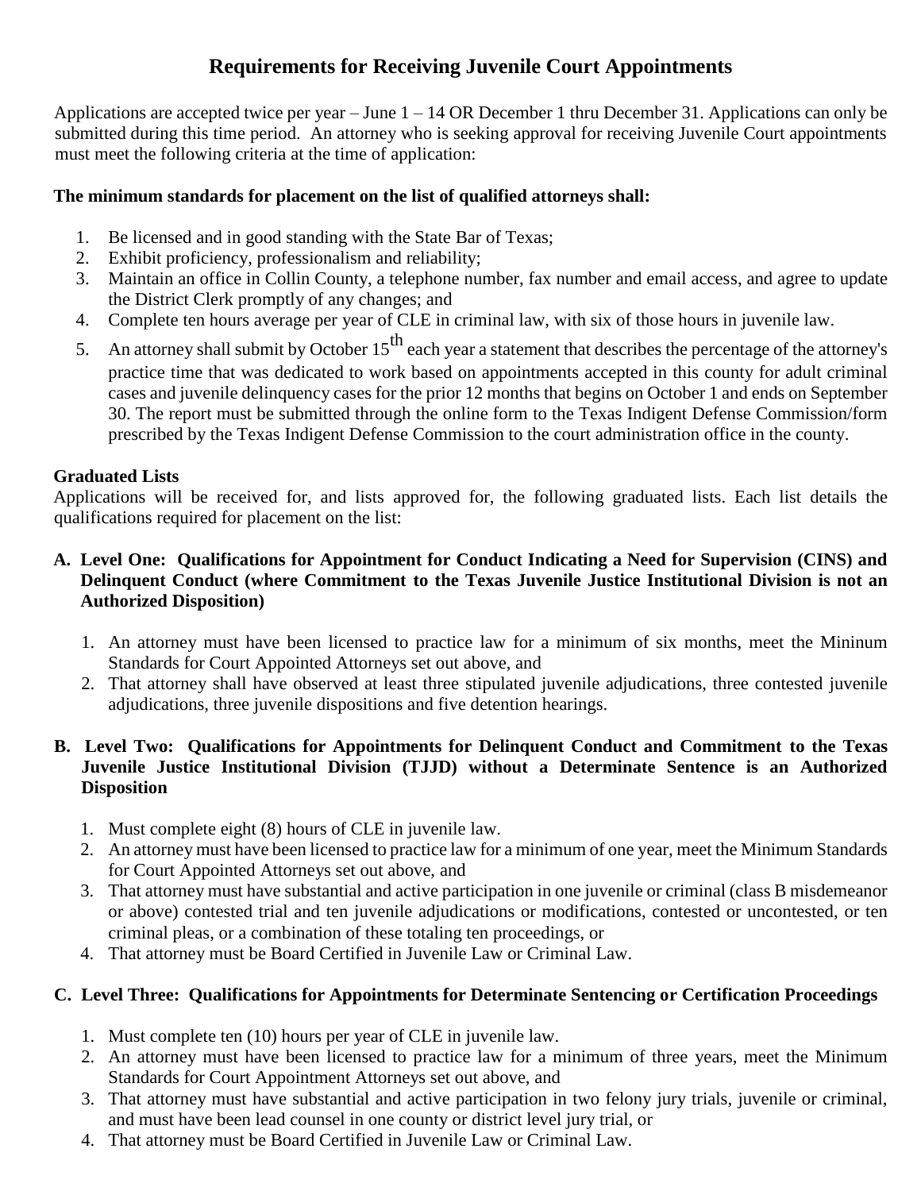# Requirements for Receiving Juvenile Court Appointments

Applications are accepted twice per year – June 1 – 14 OR December 1 thru December 31. Applications can only be submitted during this time period. An attorney who is seeking approval for receiving Juvenile Court appointments must meet the following criteria at the time of application:

**The minimum standards for placement on the list of qualified attorneys shall:**

1. Be licensed and in good standing with the State Bar of Texas;
2. Exhibit proficiency, professionalism and reliability;
3. Maintain an office in Collin County, a telephone number, fax number and email access, and agree to update the District Clerk promptly of any changes; and
4. Complete ten hours average per year of CLE in criminal law, with six of those hours in juvenile law.
5. An attorney shall submit by October 15th each year a statement that describes the percentage of the attorney's practice time that was dedicated to work based on appointments accepted in this county for adult criminal cases and juvenile delinquency cases for the prior 12 months that begins on October 1 and ends on September 30. The report must be submitted through the online form to the Texas Indigent Defense Commission/form prescribed by the Texas Indigent Defense Commission to the court administration office in the county.

**Graduated Lists**

Applications will be received for, and lists approved for, the following graduated lists. Each list details the qualifications required for placement on the list:

**A. Level One: Qualifications for Appointment for Conduct Indicating a Need for Supervision (CINS) and Delinquent Conduct (where Commitment to the Texas Juvenile Justice Institutional Division is not an Authorized Disposition)**

1. An attorney must have been licensed to practice law for a minimum of six months, meet the Mininum Standards for Court Appointed Attorneys set out above, and
2. That attorney shall have observed at least three stipulated juvenile adjudications, three contested juvenile adjudications, three juvenile dispositions and five detention hearings.

**B. Level Two: Qualifications for Appointments for Delinquent Conduct and Commitment to the Texas Juvenile Justice Institutional Division (TJJD) without a Determinate Sentence is an Authorized Disposition**

1. Must complete eight (8) hours of CLE in juvenile law.
2. An attorney must have been licensed to practice law for a minimum of one year, meet the Minimum Standards for Court Appointed Attorneys set out above, and
3. That attorney must have substantial and active participation in one juvenile or criminal (class B misdemeanor or above) contested trial and ten juvenile adjudications or modifications, contested or uncontested, or ten criminal pleas, or a combination of these totaling ten proceedings, or
4. That attorney must be Board Certified in Juvenile Law or Criminal Law.

**C. Level Three: Qualifications for Appointments for Determinate Sentencing or Certification Proceedings**

1. Must complete ten (10) hours per year of CLE in juvenile law.
2. An attorney must have been licensed to practice law for a minimum of three years, meet the Minimum Standards for Court Appointment Attorneys set out above, and
3. That attorney must have substantial and active participation in two felony jury trials, juvenile or criminal, and must have been lead counsel in one county or district level jury trial, or
4. That attorney must be Board Certified in Juvenile Law or Criminal Law.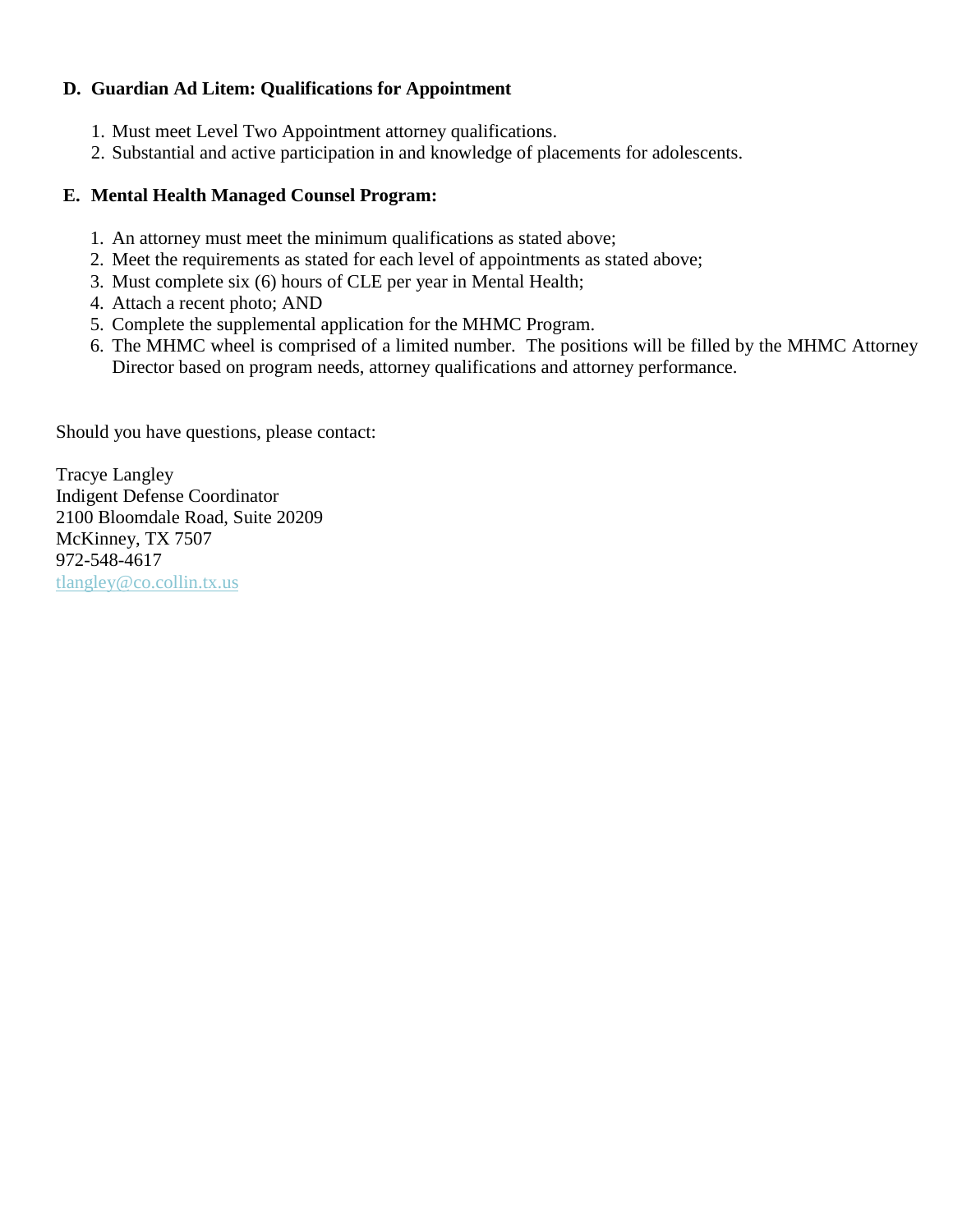### D. Guardian Ad Litem: Qualifications for Appointment

1. Must meet Level Two Appointment attorney qualifications.
2. Substantial and active participation in and knowledge of placements for adolescents.

### E. Mental Health Managed Counsel Program:

1. An attorney must meet the minimum qualifications as stated above;
2. Meet the requirements as stated for each level of appointments as stated above;
3. Must complete six (6) hours of CLE per year in Mental Health;
4. Attach a recent photo; AND
5. Complete the supplemental application for the MHMC Program.
6. The MHMC wheel is comprised of a limited number. The positions will be filled by the MHMC Attorney Director based on program needs, attorney qualifications and attorney performance.

Should you have questions, please contact:

Tracye Langley
Indigent Defense Coordinator
2100 Bloomdale Road, Suite 20209
McKinney, TX 7507
972-548-4617
tlangley@co.collin.tx.us